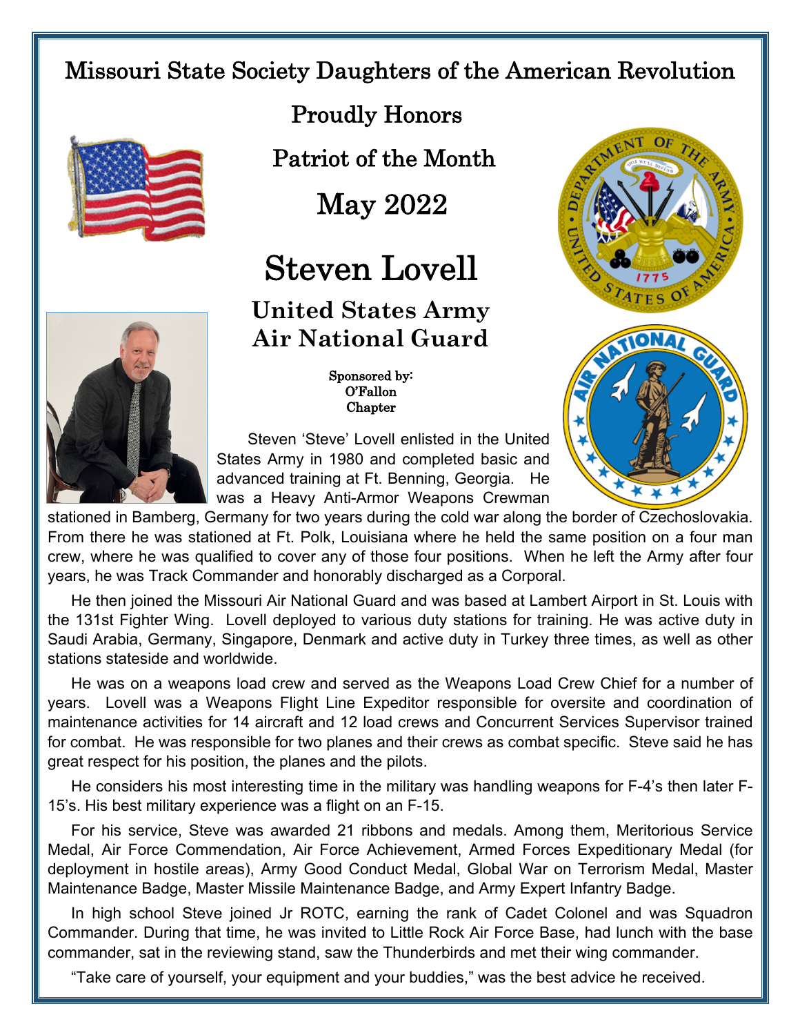# Missouri State Society Daughters of the American Revolution

## Proudly Honors

## Patriot of the Month

## May 2022

# Steven Lovell

### United States Army
### Air National Guard

Sponsored by:
O'Fallon
Chapter

Steven 'Steve' Lovell enlisted in the United States Army in 1980 and completed basic and advanced training at Ft. Benning, Georgia. He was a Heavy Anti-Armor Weapons Crewman stationed in Bamberg, Germany for two years during the cold war along the border of Czechoslovakia. From there he was stationed at Ft. Polk, Louisiana where he held the same position on a four man crew, where he was qualified to cover any of those four positions. When he left the Army after four years, he was Track Commander and honorably discharged as a Corporal.

He then joined the Missouri Air National Guard and was based at Lambert Airport in St. Louis with the 131st Fighter Wing. Lovell deployed to various duty stations for training. He was active duty in Saudi Arabia, Germany, Singapore, Denmark and active duty in Turkey three times, as well as other stations stateside and worldwide.

He was on a weapons load crew and served as the Weapons Load Crew Chief for a number of years. Lovell was a Weapons Flight Line Expeditor responsible for oversite and coordination of maintenance activities for 14 aircraft and 12 load crews and Concurrent Services Supervisor trained for combat. He was responsible for two planes and their crews as combat specific. Steve said he has great respect for his position, the planes and the pilots.

He considers his most interesting time in the military was handling weapons for F-4's then later F-15's. His best military experience was a flight on an F-15.

For his service, Steve was awarded 21 ribbons and medals. Among them, Meritorious Service Medal, Air Force Commendation, Air Force Achievement, Armed Forces Expeditionary Medal (for deployment in hostile areas), Army Good Conduct Medal, Global War on Terrorism Medal, Master Maintenance Badge, Master Missile Maintenance Badge, and Army Expert Infantry Badge.

In high school Steve joined Jr ROTC, earning the rank of Cadet Colonel and was Squadron Commander. During that time, he was invited to Little Rock Air Force Base, had lunch with the base commander, sat in the reviewing stand, saw the Thunderbirds and met their wing commander.

"Take care of yourself, your equipment and your buddies," was the best advice he received.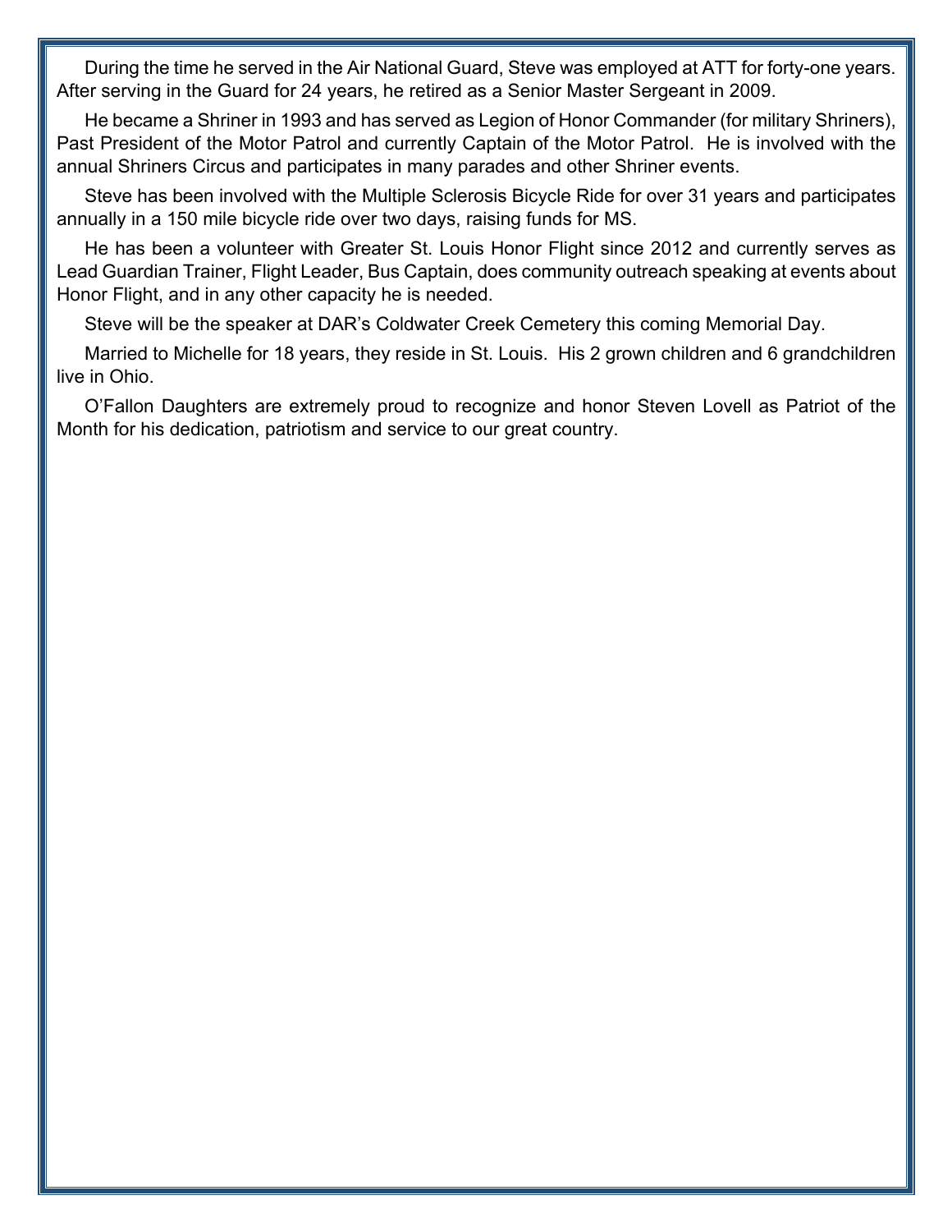During the time he served in the Air National Guard, Steve was employed at ATT for forty-one years. After serving in the Guard for 24 years, he retired as a Senior Master Sergeant in 2009.

He became a Shriner in 1993 and has served as Legion of Honor Commander (for military Shriners), Past President of the Motor Patrol and currently Captain of the Motor Patrol. He is involved with the annual Shriners Circus and participates in many parades and other Shriner events.

Steve has been involved with the Multiple Sclerosis Bicycle Ride for over 31 years and participates annually in a 150 mile bicycle ride over two days, raising funds for MS.

He has been a volunteer with Greater St. Louis Honor Flight since 2012 and currently serves as Lead Guardian Trainer, Flight Leader, Bus Captain, does community outreach speaking at events about Honor Flight, and in any other capacity he is needed.

Steve will be the speaker at DAR's Coldwater Creek Cemetery this coming Memorial Day.

Married to Michelle for 18 years, they reside in St. Louis. His 2 grown children and 6 grandchildren live in Ohio.

O'Fallon Daughters are extremely proud to recognize and honor Steven Lovell as Patriot of the Month for his dedication, patriotism and service to our great country.